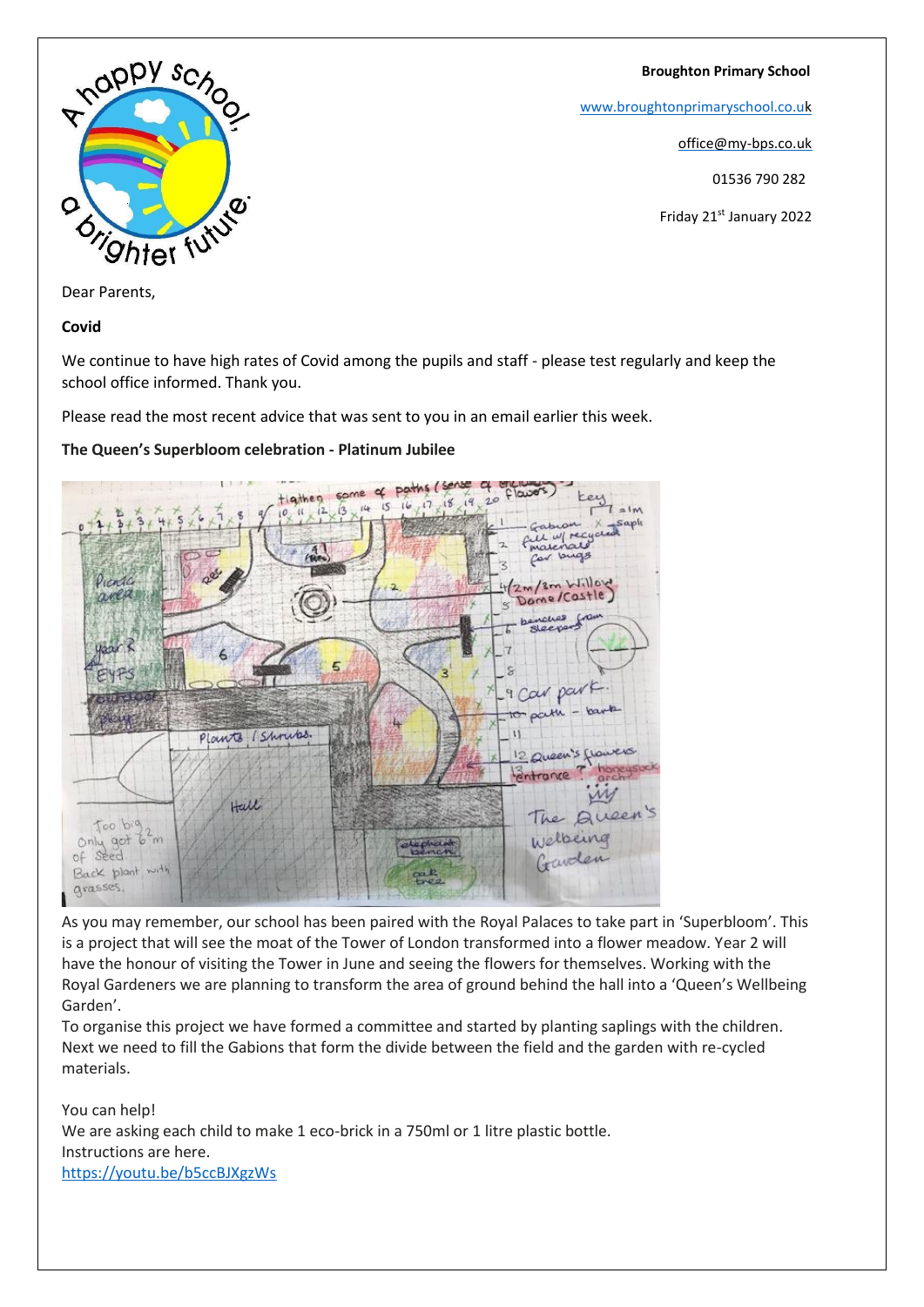**Broughton Primary School**

www.broughtonprimaryschool.co.uk

office@my-bps.co.uk

01536 790 282

Friday 21st January 2022

Dear Parents,

**Covid**

We continue to have high rates of Covid among the pupils and staff - please test regularly and keep the school office informed. Thank you.

Please read the most recent advice that was sent to you in an email earlier this week.

**The Queen's Superbloom celebration - Platinum Jubilee**

As you may remember, our school has been paired with the Royal Palaces to take part in 'Superbloom'. This is a project that will see the moat of the Tower of London transformed into a flower meadow. Year 2 will have the honour of visiting the Tower in June and seeing the flowers for themselves. Working with the Royal Gardeners we are planning to transform the area of ground behind the hall into a 'Queen's Wellbeing Garden'.

To organise this project we have formed a committee and started by planting saplings with the children. Next we need to fill the Gabions that form the divide between the field and the garden with re-cycled materials.

You can help!

We are asking each child to make 1 eco-brick in a 750ml or 1 litre plastic bottle.

Instructions are here.

https://youtu.be/b5ccBJXgzWs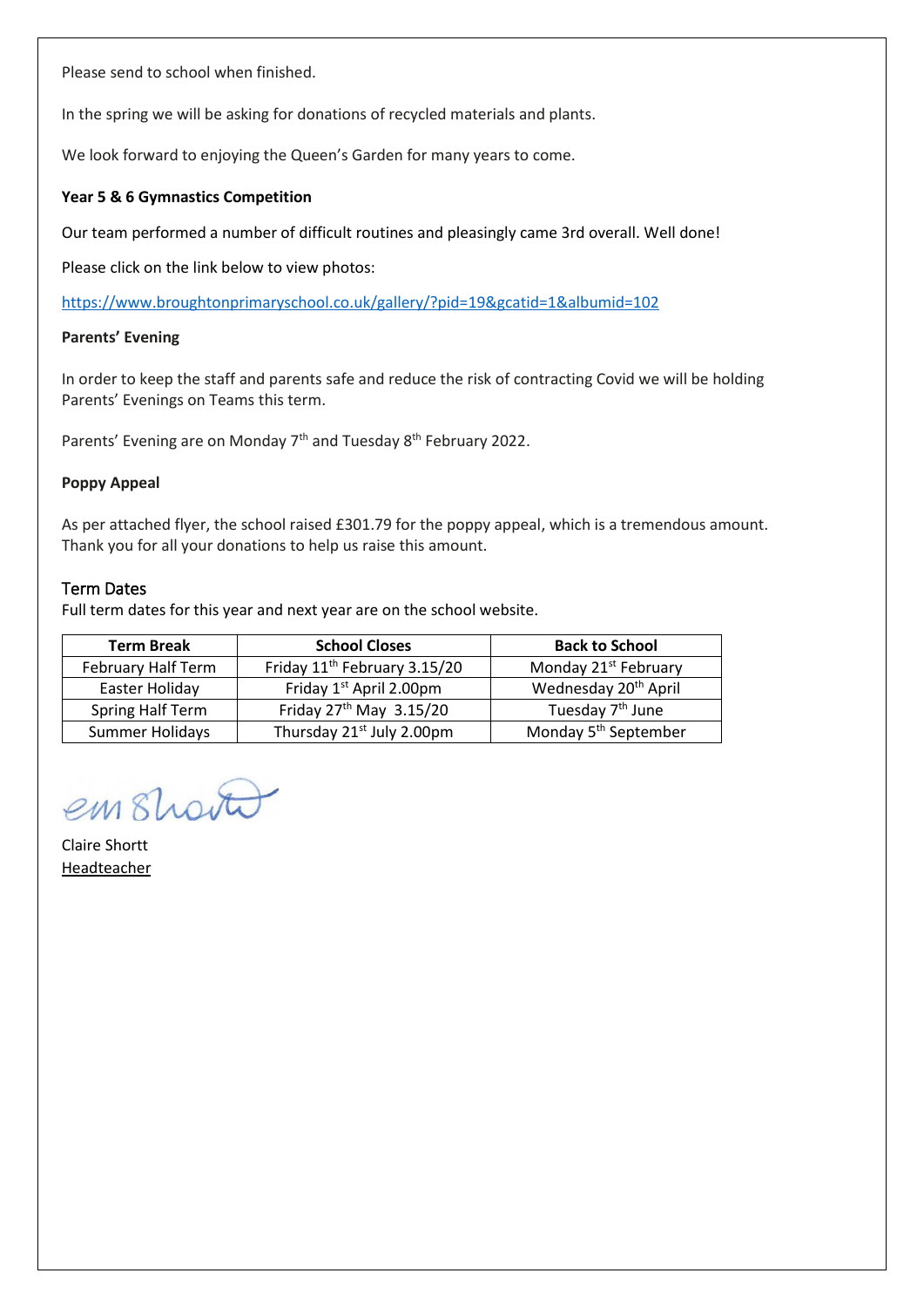Please send to school when finished.

In the spring we will be asking for donations of recycled materials and plants.

We look forward to enjoying the Queen's Garden for many years to come.

**Year 5 & 6 Gymnastics Competition**

Our team performed a number of difficult routines and pleasingly came 3rd overall. Well done!

Please click on the link below to view photos:

https://www.broughtonprimaryschool.co.uk/gallery/?pid=19&gcatid=1&albumid=102

**Parents' Evening**

In order to keep the staff and parents safe and reduce the risk of contracting Covid we will be holding Parents' Evenings on Teams this term.

Parents' Evening are on Monday 7th and Tuesday 8th February 2022.

**Poppy Appeal**

As per attached flyer, the school raised £301.79 for the poppy appeal, which is a tremendous amount. Thank you for all your donations to help us raise this amount.

## Term Dates

Full term dates for this year and next year are on the school website.

| Term Break | School Closes | Back to School |
|---|---|---|
| February Half Term | Friday 11th February 3.15/20 | Monday 21st February |
| Easter Holiday | Friday 1st April 2.00pm | Wednesday 20th April |
| Spring Half Term | Friday 27th May 3.15/20 | Tuesday 7th June |
| Summer Holidays | Thursday 21st July 2.00pm | Monday 5th September |

Claire Shortt
Headteacher